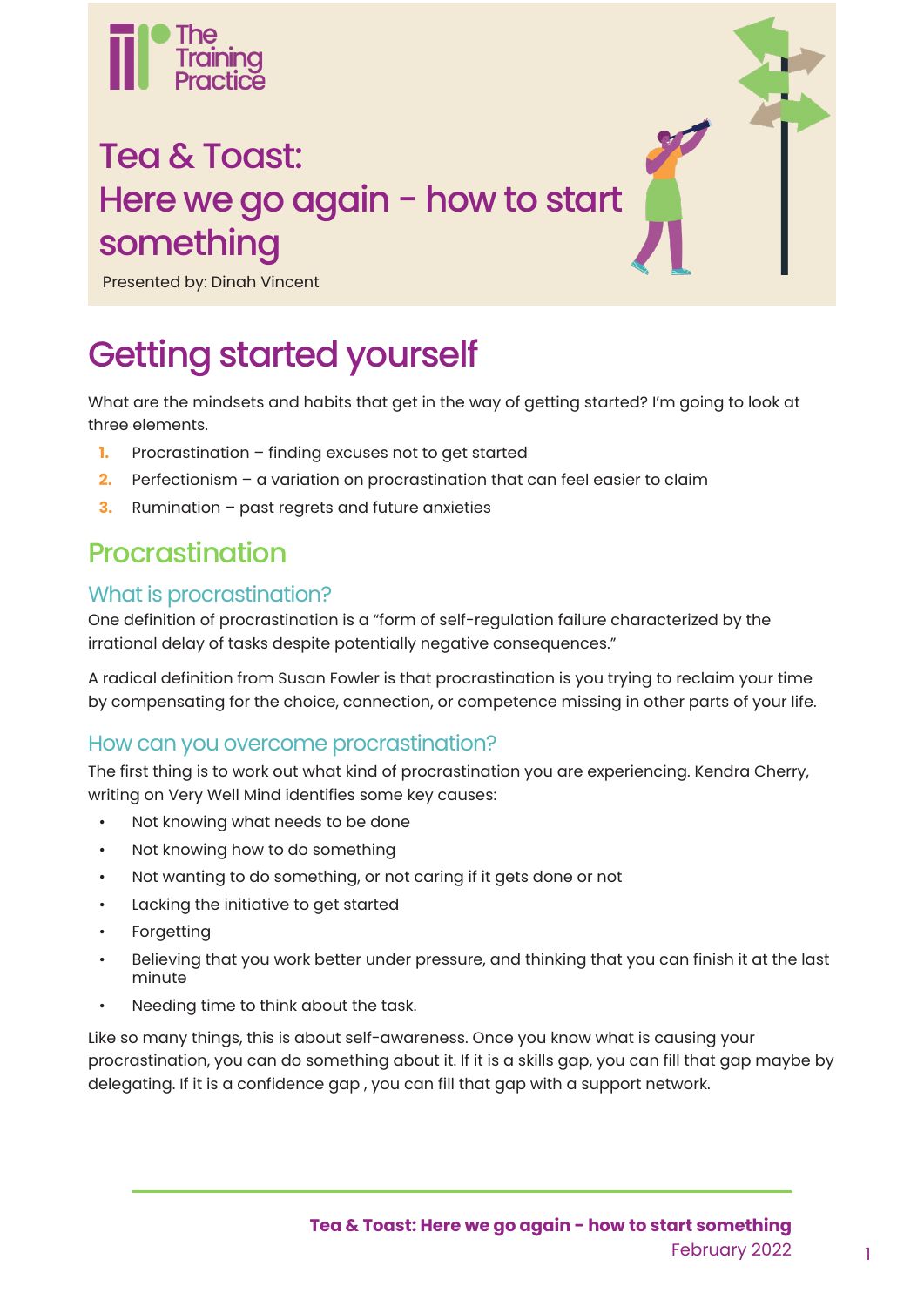# Tea & Toast: Here we go again - how to start something

Presented by: Dinah Vincent

# Getting started yourself

What are the mindsets and habits that get in the way of getting started? I'm going to look at three elements.

1. Procrastination – finding excuses not to get started
2. Perfectionism – a variation on procrastination that can feel easier to claim
3. Rumination – past regrets and future anxieties

## Procrastination

### What is procrastination?

One definition of procrastination is a "form of self-regulation failure characterized by the irrational delay of tasks despite potentially negative consequences."

A radical definition from Susan Fowler is that procrastination is you trying to reclaim your time by compensating for the choice, connection, or competence missing in other parts of your life.

### How can you overcome procrastination?

The first thing is to work out what kind of procrastination you are experiencing. Kendra Cherry, writing on Very Well Mind identifies some key causes:

- Not knowing what needs to be done
- Not knowing how to do something
- Not wanting to do something, or not caring if it gets done or not
- Lacking the initiative to get started
- Forgetting
- Believing that you work better under pressure, and thinking that you can finish it at the last minute
- Needing time to think about the task.

Like so many things, this is about self-awareness. Once you know what is causing your procrastination, you can do something about it. If it is a skills gap, you can fill that gap maybe by delegating. If it is a confidence gap , you can fill that gap with a support network.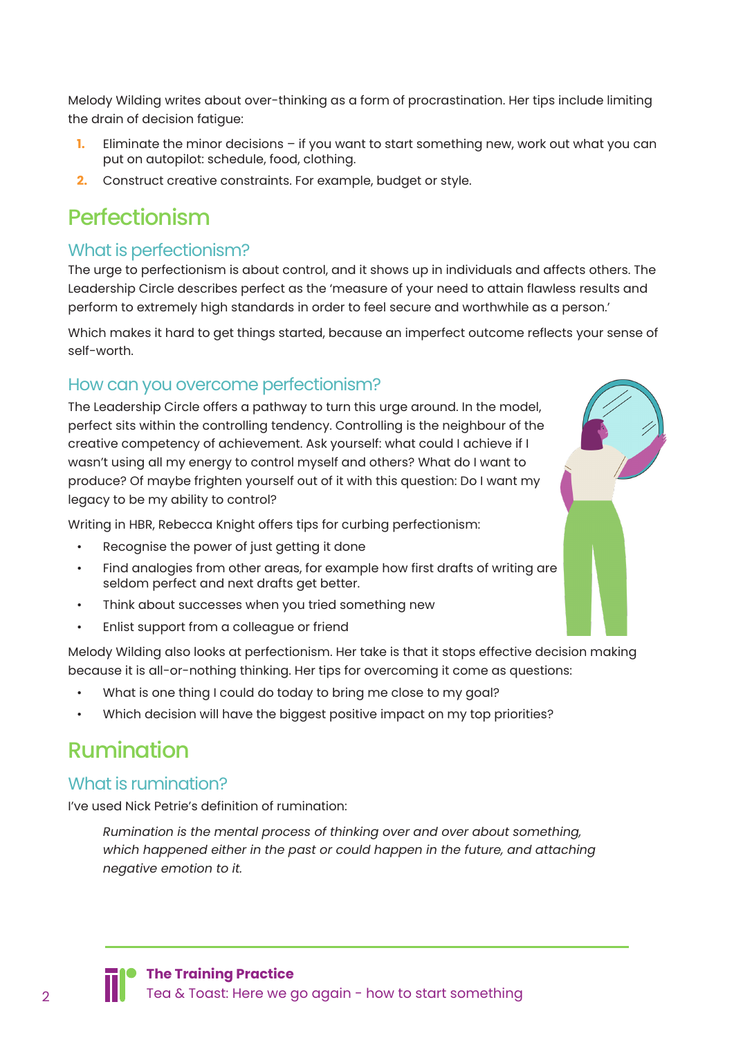Melody Wilding writes about over-thinking as a form of procrastination. Her tips include limiting the drain of decision fatigue:

1. Eliminate the minor decisions – if you want to start something new, work out what you can put on autopilot: schedule, food, clothing.
2. Construct creative constraints. For example, budget or style.

# Perfectionism

## What is perfectionism?

The urge to perfectionism is about control, and it shows up in individuals and affects others. The Leadership Circle describes perfect as the 'measure of your need to attain flawless results and perform to extremely high standards in order to feel secure and worthwhile as a person.'

Which makes it hard to get things started, because an imperfect outcome reflects your sense of self-worth.

## How can you overcome perfectionism?

The Leadership Circle offers a pathway to turn this urge around. In the model, perfect sits within the controlling tendency. Controlling is the neighbour of the creative competency of achievement. Ask yourself: what could I achieve if I wasn't using all my energy to control myself and others? What do I want to produce? Of maybe frighten yourself out of it with this question: Do I want my legacy to be my ability to control?

Writing in HBR, Rebecca Knight offers tips for curbing perfectionism:

- Recognise the power of just getting it done
- Find analogies from other areas, for example how first drafts of writing are seldom perfect and next drafts get better.
- Think about successes when you tried something new
- Enlist support from a colleague or friend

Melody Wilding also looks at perfectionism. Her take is that it stops effective decision making because it is all-or-nothing thinking. Her tips for overcoming it come as questions:

- What is one thing I could do today to bring me close to my goal?
- Which decision will have the biggest positive impact on my top priorities?

# Rumination

## What is rumination?

I've used Nick Petrie's definition of rumination:

> *Rumination is the mental process of thinking over and over about something, which happened either in the past or could happen in the future, and attaching negative emotion to it.*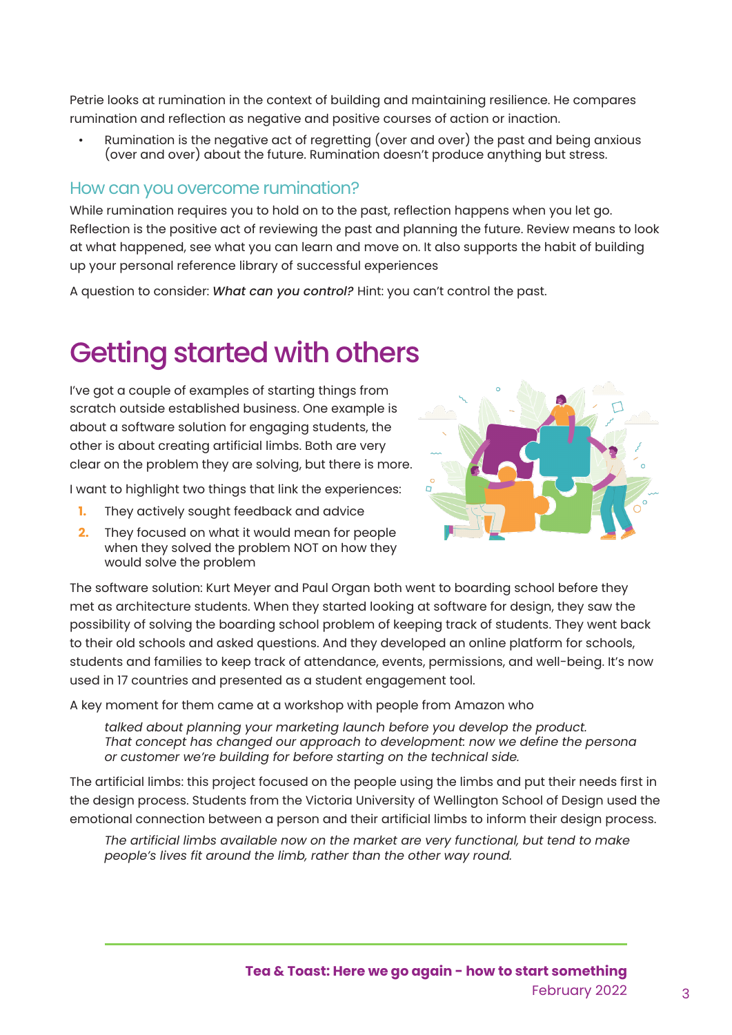Petrie looks at rumination in the context of building and maintaining resilience. He compares rumination and reflection as negative and positive courses of action or inaction.

- Rumination is the negative act of regretting (over and over) the past and being anxious (over and over) about the future. Rumination doesn't produce anything but stress.

### How can you overcome rumination?

While rumination requires you to hold on to the past, reflection happens when you let go. Reflection is the positive act of reviewing the past and planning the future. Review means to look at what happened, see what you can learn and move on. It also supports the habit of building up your personal reference library of successful experiences

A question to consider: ***What can you control?*** Hint: you can't control the past.

## Getting started with others

I've got a couple of examples of starting things from scratch outside established business. One example is about a software solution for engaging students, the other is about creating artificial limbs. Both are very clear on the problem they are solving, but there is more.

I want to highlight two things that link the experiences:

1. They actively sought feedback and advice
2. They focused on what it would mean for people when they solved the problem NOT on how they would solve the problem

The software solution: Kurt Meyer and Paul Organ both went to boarding school before they met as architecture students. When they started looking at software for design, they saw the possibility of solving the boarding school problem of keeping track of students. They went back to their old schools and asked questions. And they developed an online platform for schools, students and families to keep track of attendance, events, permissions, and well-being. It's now used in 17 countries and presented as a student engagement tool.

A key moment for them came at a workshop with people from Amazon who

> *talked about planning your marketing launch before you develop the product. That concept has changed our approach to development: now we define the persona or customer we're building for before starting on the technical side.*

The artificial limbs: this project focused on the people using the limbs and put their needs first in the design process. Students from the Victoria University of Wellington School of Design used the emotional connection between a person and their artificial limbs to inform their design process.

> *The artificial limbs available now on the market are very functional, but tend to make people's lives fit around the limb, rather than the other way round.*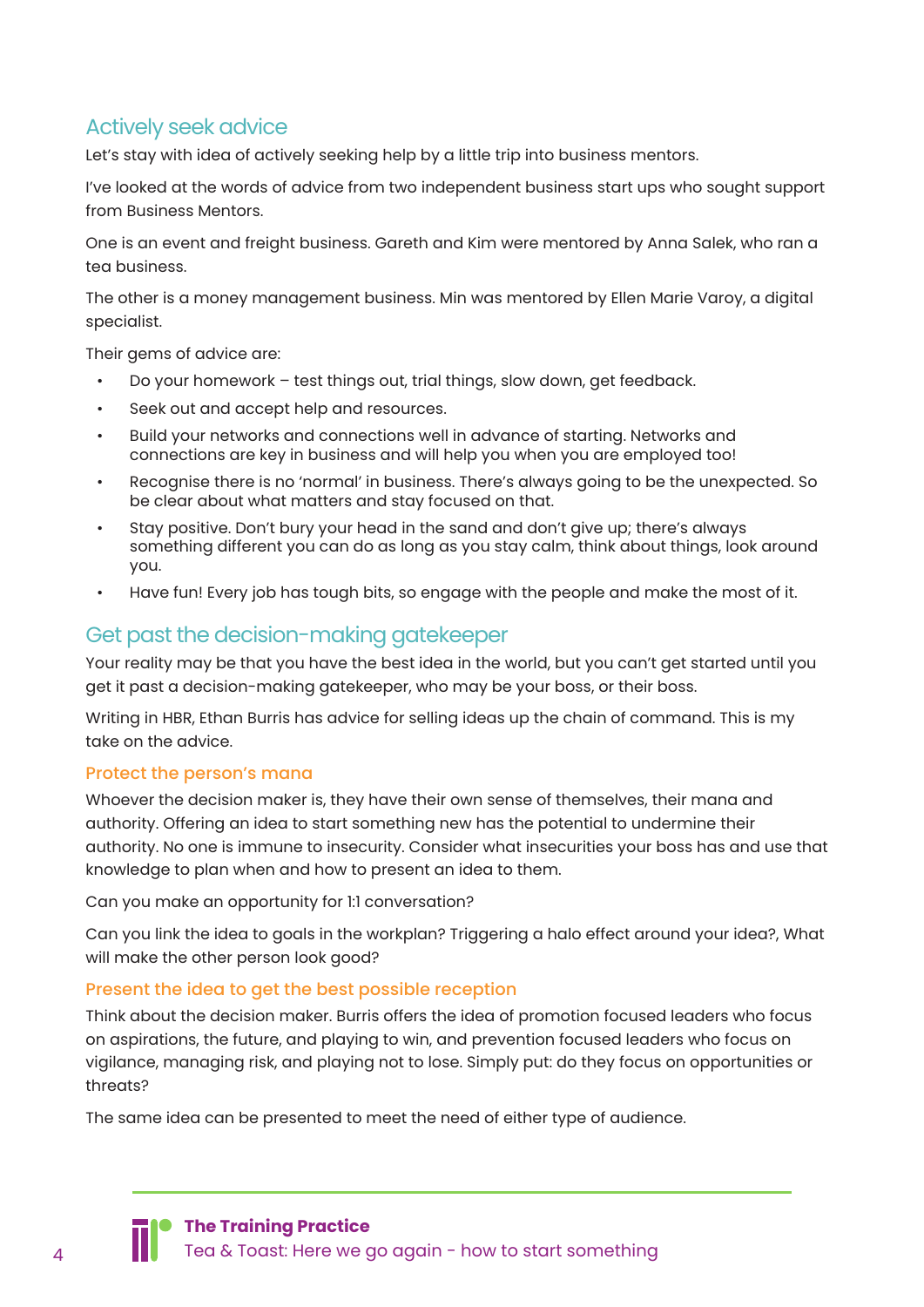## Actively seek advice

Let's stay with idea of actively seeking help by a little trip into business mentors.

I've looked at the words of advice from two independent business start ups who sought support from Business Mentors.

One is an event and freight business. Gareth and Kim were mentored by Anna Salek, who ran a tea business.

The other is a money management business. Min was mentored by Ellen Marie Varoy, a digital specialist.

Their gems of advice are:

- Do your homework – test things out, trial things, slow down, get feedback.
- Seek out and accept help and resources.
- Build your networks and connections well in advance of starting. Networks and connections are key in business and will help you when you are employed too!
- Recognise there is no 'normal' in business. There's always going to be the unexpected. So be clear about what matters and stay focused on that.
- Stay positive. Don't bury your head in the sand and don't give up; there's always something different you can do as long as you stay calm, think about things, look around you.
- Have fun! Every job has tough bits, so engage with the people and make the most of it.

## Get past the decision-making gatekeeper

Your reality may be that you have the best idea in the world, but you can't get started until you get it past a decision-making gatekeeper, who may be your boss, or their boss.

Writing in HBR, Ethan Burris has advice for selling ideas up the chain of command. This is my take on the advice.

### Protect the person's mana

Whoever the decision maker is, they have their own sense of themselves, their mana and authority. Offering an idea to start something new has the potential to undermine their authority. No one is immune to insecurity. Consider what insecurities your boss has and use that knowledge to plan when and how to present an idea to them.

Can you make an opportunity for 1:1 conversation?

Can you link the idea to goals in the workplan? Triggering a halo effect around your idea?, What will make the other person look good?

### Present the idea to get the best possible reception

Think about the decision maker. Burris offers the idea of promotion focused leaders who focus on aspirations, the future, and playing to win, and prevention focused leaders who focus on vigilance, managing risk, and playing not to lose. Simply put: do they focus on opportunities or threats?

The same idea can be presented to meet the need of either type of audience.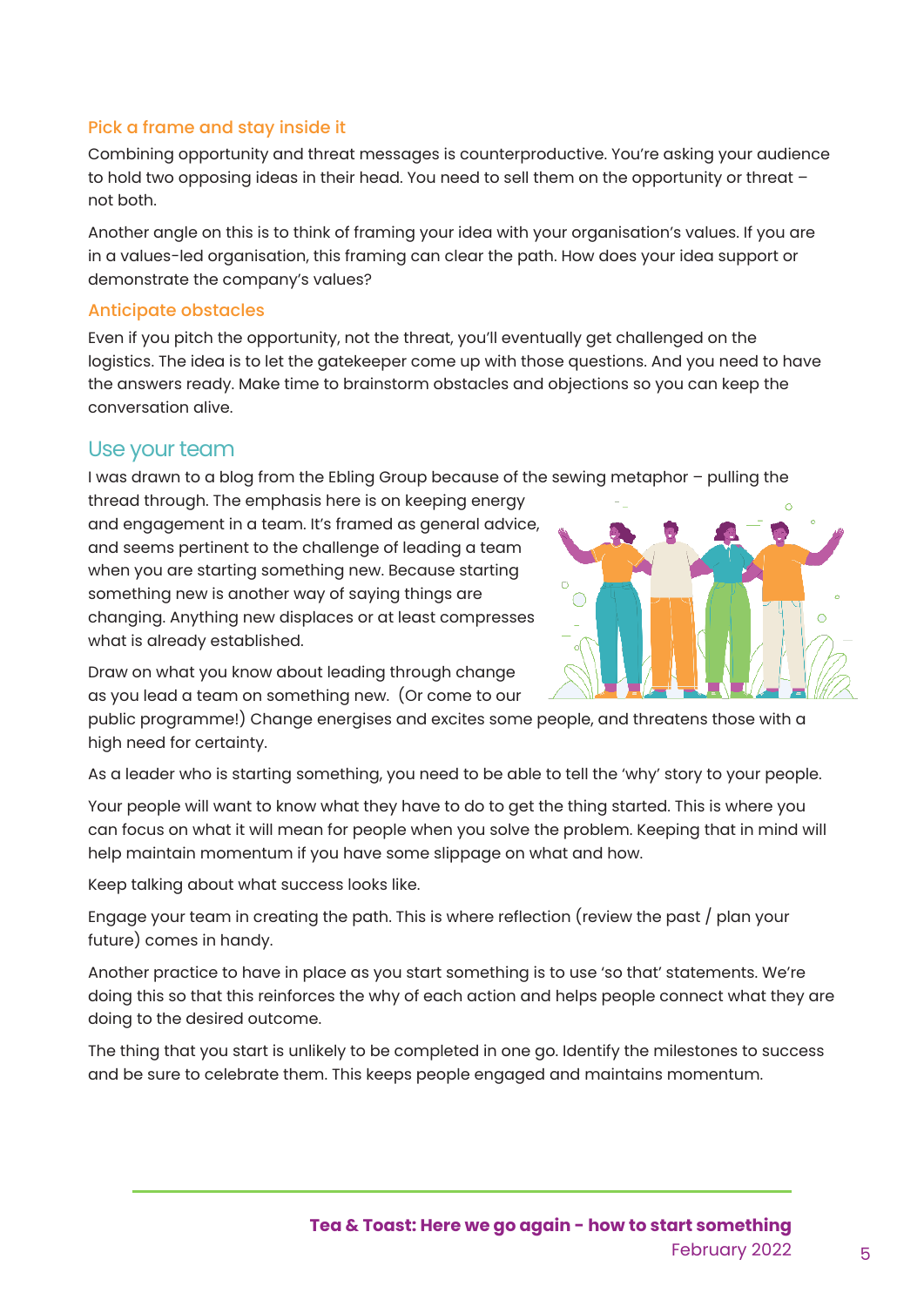### Pick a frame and stay inside it

Combining opportunity and threat messages is counterproductive. You're asking your audience to hold two opposing ideas in their head. You need to sell them on the opportunity or threat – not both.

Another angle on this is to think of framing your idea with your organisation's values. If you are in a values-led organisation, this framing can clear the path. How does your idea support or demonstrate the company's values?

### Anticipate obstacles

Even if you pitch the opportunity, not the threat, you'll eventually get challenged on the logistics. The idea is to let the gatekeeper come up with those questions. And you need to have the answers ready. Make time to brainstorm obstacles and objections so you can keep the conversation alive.

## Use your team

I was drawn to a blog from the Ebling Group because of the sewing metaphor – pulling the thread through. The emphasis here is on keeping energy and engagement in a team. It's framed as general advice, and seems pertinent to the challenge of leading a team when you are starting something new. Because starting something new is another way of saying things are changing. Anything new displaces or at least compresses what is already established.

Draw on what you know about leading through change as you lead a team on something new. (Or come to our public programme!) Change energises and excites some people, and threatens those with a high need for certainty.

As a leader who is starting something, you need to be able to tell the 'why' story to your people.

Your people will want to know what they have to do to get the thing started. This is where you can focus on what it will mean for people when you solve the problem. Keeping that in mind will help maintain momentum if you have some slippage on what and how.

Keep talking about what success looks like.

Engage your team in creating the path. This is where reflection (review the past / plan your future) comes in handy.

Another practice to have in place as you start something is to use 'so that' statements. We're doing this so that this reinforces the why of each action and helps people connect what they are doing to the desired outcome.

The thing that you start is unlikely to be completed in one go. Identify the milestones to success and be sure to celebrate them. This keeps people engaged and maintains momentum.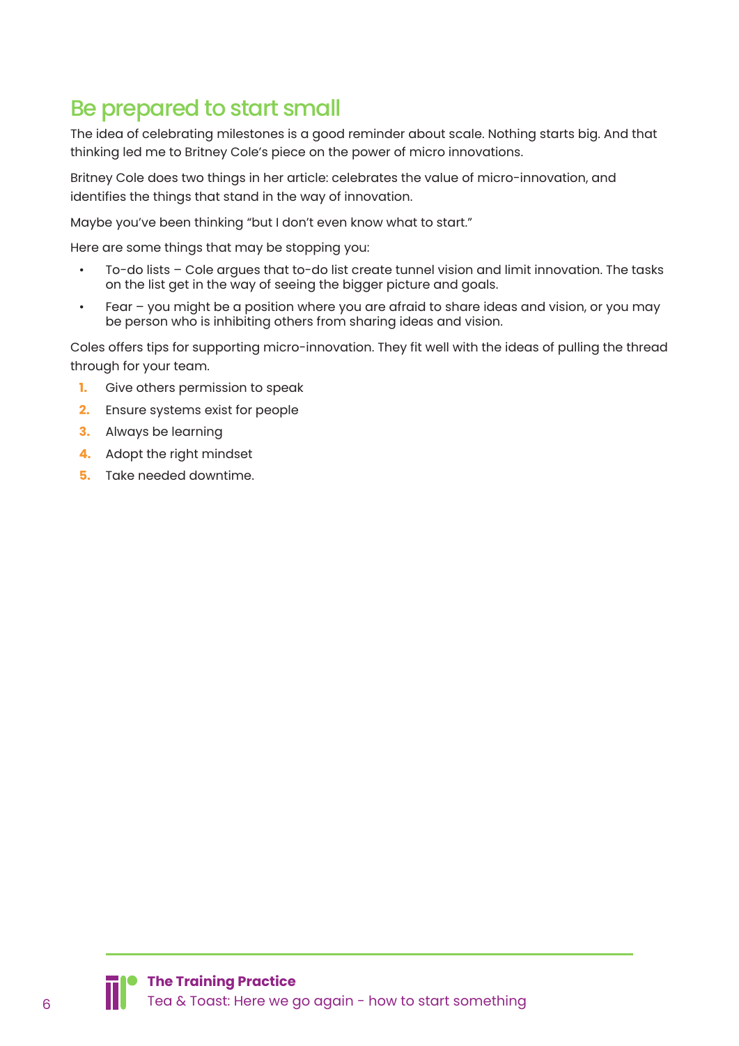## Be prepared to start small

The idea of celebrating milestones is a good reminder about scale. Nothing starts big. And that thinking led me to Britney Cole's piece on the power of micro innovations.

Britney Cole does two things in her article: celebrates the value of micro-innovation, and identifies the things that stand in the way of innovation.

Maybe you've been thinking "but I don't even know what to start."

Here are some things that may be stopping you:

- To-do lists – Cole argues that to-do list create tunnel vision and limit innovation. The tasks on the list get in the way of seeing the bigger picture and goals.
- Fear – you might be a position where you are afraid to share ideas and vision, or you may be person who is inhibiting others from sharing ideas and vision.

Coles offers tips for supporting micro-innovation. They fit well with the ideas of pulling the thread through for your team.

1. Give others permission to speak
2. Ensure systems exist for people
3. Always be learning
4. Adopt the right mindset
5. Take needed downtime.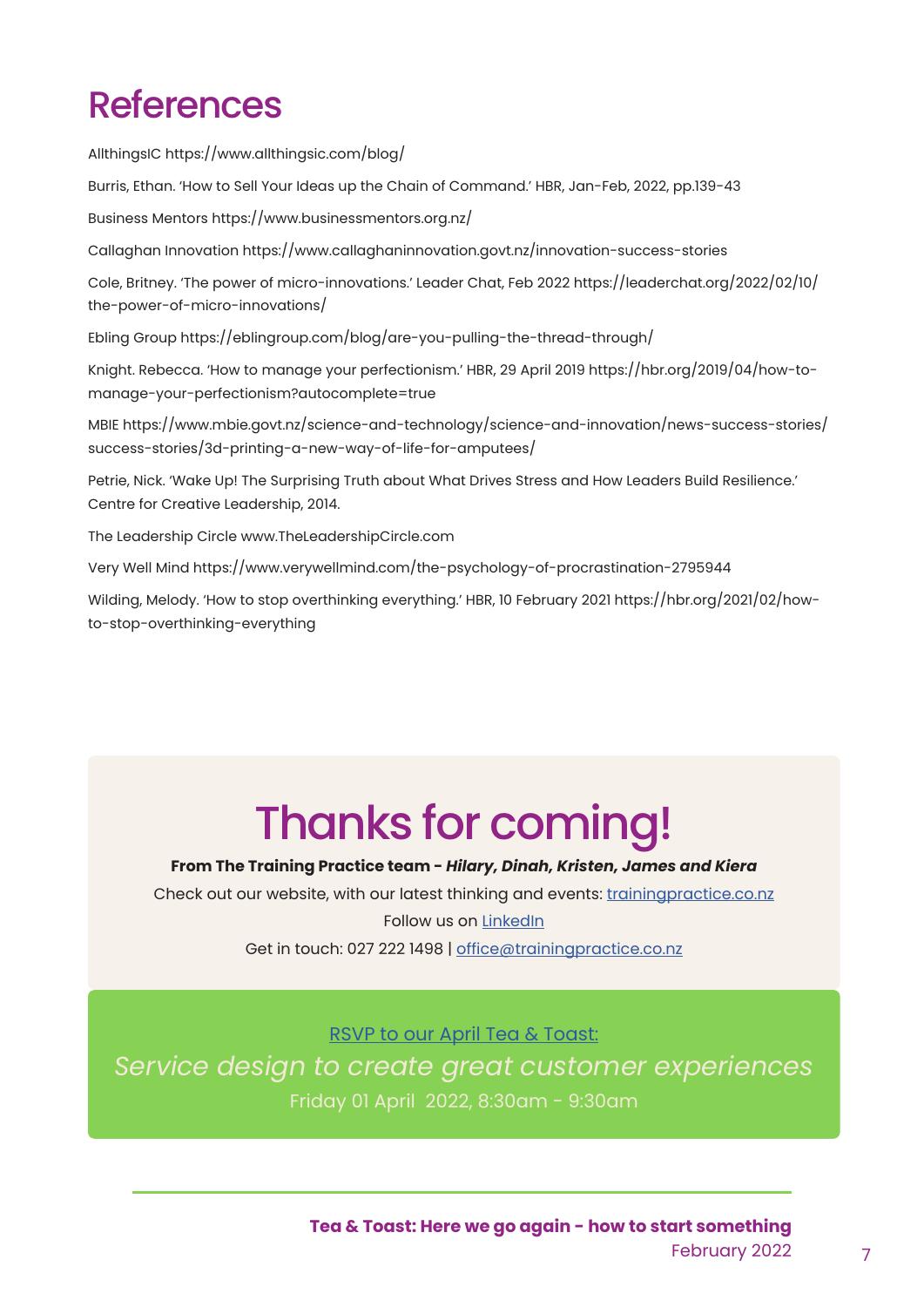# References

AllthingsIC https://www.allthingsic.com/blog/

Burris, Ethan. 'How to Sell Your Ideas up the Chain of Command.' HBR, Jan-Feb, 2022, pp.139-43

Business Mentors https://www.businessmentors.org.nz/

Callaghan Innovation https://www.callaghaninnovation.govt.nz/innovation-success-stories

Cole, Britney. 'The power of micro-innovations.' Leader Chat, Feb 2022 https://leaderchat.org/2022/02/10/the-power-of-micro-innovations/

Ebling Group https://eblingroup.com/blog/are-you-pulling-the-thread-through/

Knight. Rebecca. 'How to manage your perfectionism.' HBR, 29 April 2019 https://hbr.org/2019/04/how-to-manage-your-perfectionism?autocomplete=true

MBIE https://www.mbie.govt.nz/science-and-technology/science-and-innovation/news-success-stories/success-stories/3d-printing-a-new-way-of-life-for-amputees/

Petrie, Nick. 'Wake Up! The Surprising Truth about What Drives Stress and How Leaders Build Resilience.' Centre for Creative Leadership, 2014.

The Leadership Circle www.TheLeadershipCircle.com

Very Well Mind https://www.verywellmind.com/the-psychology-of-procrastination-2795944

Wilding, Melody. 'How to stop overthinking everything.' HBR, 10 February 2021 https://hbr.org/2021/02/how-to-stop-overthinking-everything

# Thanks for coming!

**From The Training Practice team - *Hilary, Dinah, Kristen, James and Kiera***

Check out our website, with our latest thinking and events: [trainingpractice.co.nz](trainingpractice.co.nz)

Follow us on [LinkedIn]()

Get in touch: 027 222 1498 | [office@trainingpractice.co.nz](mailto:office@trainingpractice.co.nz)

[RSVP to our April Tea & Toast:]()

*Service design to create great customer experiences*

Friday 01 April 2022, 8:30am - 9:30am